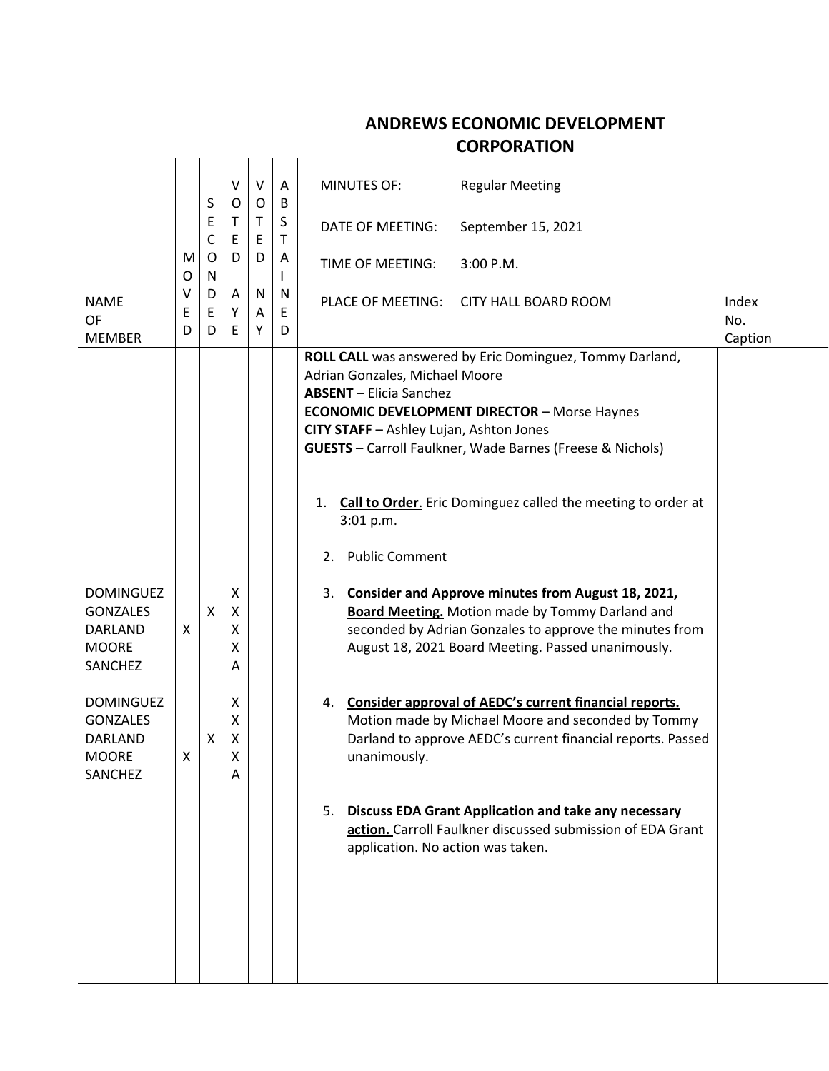# ANDREWS ECONOMIC DEVELOPMENT CORPORATION

| NAME OF MEMBER | MOVED | SECONDED | VOTED AYE | VOTED NAY | ABSTAINED | | Index No. Caption |
|---|---|---|---|---|---|---|---|
| | | | | | | MINUTES OF: Regular Meeting<br>DATE OF MEETING: September 15, 2021<br>TIME OF MEETING: 3:00 P.M.<br>PLACE OF MEETING: CITY HALL BOARD ROOM | |
| | | | | | | **ROLL CALL** was answered by Eric Dominguez, Tommy Darland, Adrian Gonzales, Michael Moore<br>**ABSENT** – Elicia Sanchez<br>**ECONOMIC DEVELOPMENT DIRECTOR** – Morse Haynes<br>**CITY STAFF** – Ashley Lujan, Ashton Jones<br>**GUESTS** – Carroll Faulkner, Wade Barnes (Freese & Nichols) | |
| | | | | | | 1. **Call to Order**. Eric Dominguez called the meeting to order at 3:01 p.m. | |
| | | | | | | 2. Public Comment | |
| DOMINGUEZ | | | X | | | 3. **Consider and Approve minutes from August 18, 2021, Board Meeting.** Motion made by Tommy Darland and seconded by Adrian Gonzales to approve the minutes from August 18, 2021 Board Meeting. Passed unanimously. | |
| GONZALES | | X | X | | | | |
| DARLAND | X | | X | | | | |
| MOORE | | | X | | | | |
| SANCHEZ | | | A | | | | |
| DOMINGUEZ | | | X | | | 4. **Consider approval of AEDC's current financial reports.** Motion made by Michael Moore and seconded by Tommy Darland to approve AEDC's current financial reports. Passed unanimously. | |
| GONZALES | | | X | | | | |
| DARLAND | | X | X | | | | |
| MOORE | X | | X | | | | |
| SANCHEZ | | | A | | | | |
| | | | | | | 5. **Discuss EDA Grant Application and take any necessary action.** Carroll Faulkner discussed submission of EDA Grant application. No action was taken. | |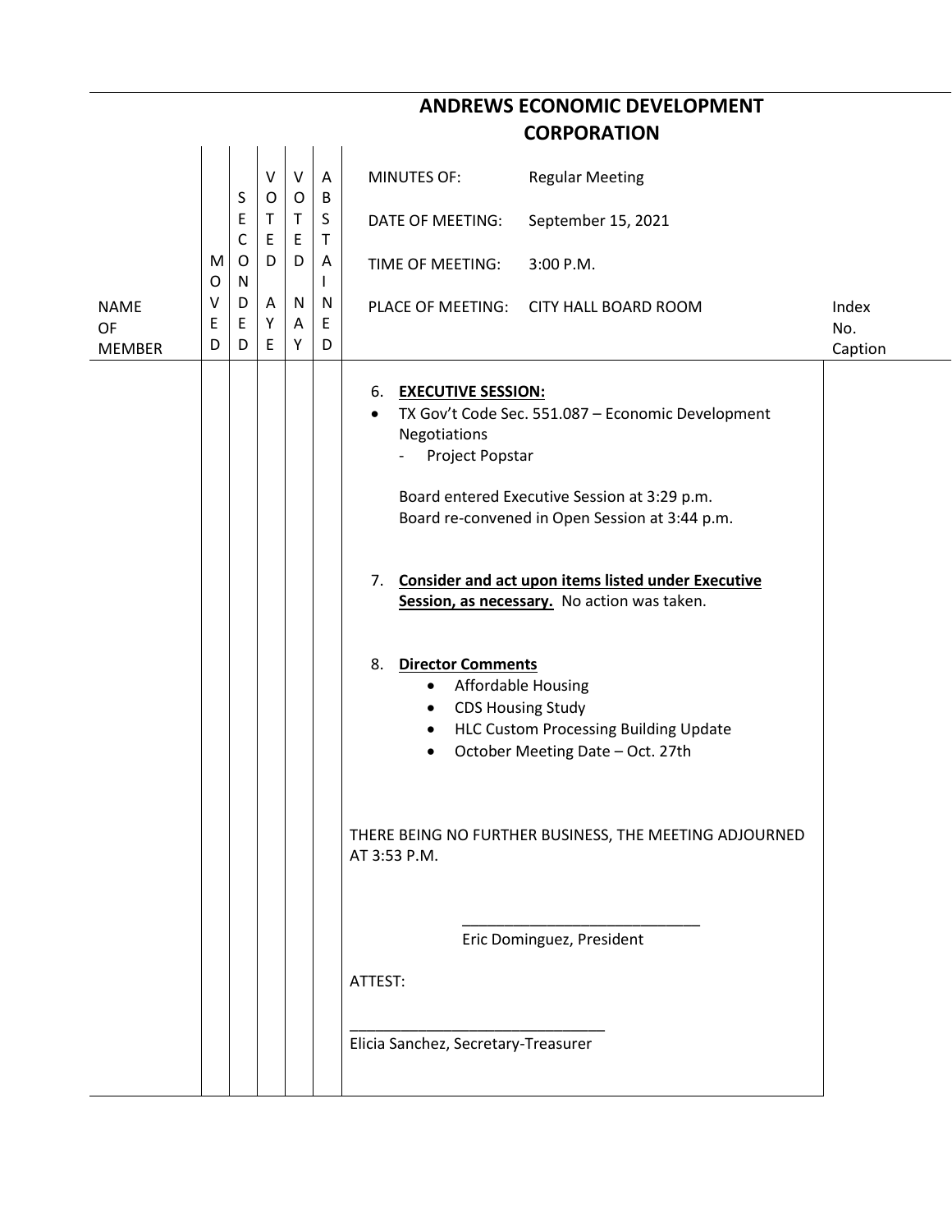# ANDREWS ECONOMIC DEVELOPMENT CORPORATION

| NAME OF MEMBER | MOVED | SECONDED | VOTED AYE | VOTED NAY | ABSTAINED | | Index No. Caption |
|---|---|---|---|---|---|---|---|
| | | | | | | MINUTES OF: Regular Meeting<br>DATE OF MEETING: September 15, 2021<br>TIME OF MEETING: 3:00 P.M.<br>PLACE OF MEETING: CITY HALL BOARD ROOM | |

6. **EXECUTIVE SESSION:**
- TX Gov't Code Sec. 551.087 – Economic Development Negotiations
  - Project Popstar

  Board entered Executive Session at 3:29 p.m.
  Board re-convened in Open Session at 3:44 p.m.

7. **Consider and act upon items listed under Executive Session, as necessary.** No action was taken.

8. **Director Comments**
   - Affordable Housing
   - CDS Housing Study
   - HLC Custom Processing Building Update
   - October Meeting Date – Oct. 27th

THERE BEING NO FURTHER BUSINESS, THE MEETING ADJOURNED AT 3:53 P.M.

____________________________
Eric Dominguez, President

ATTEST:

______________________________
Elicia Sanchez, Secretary-Treasurer